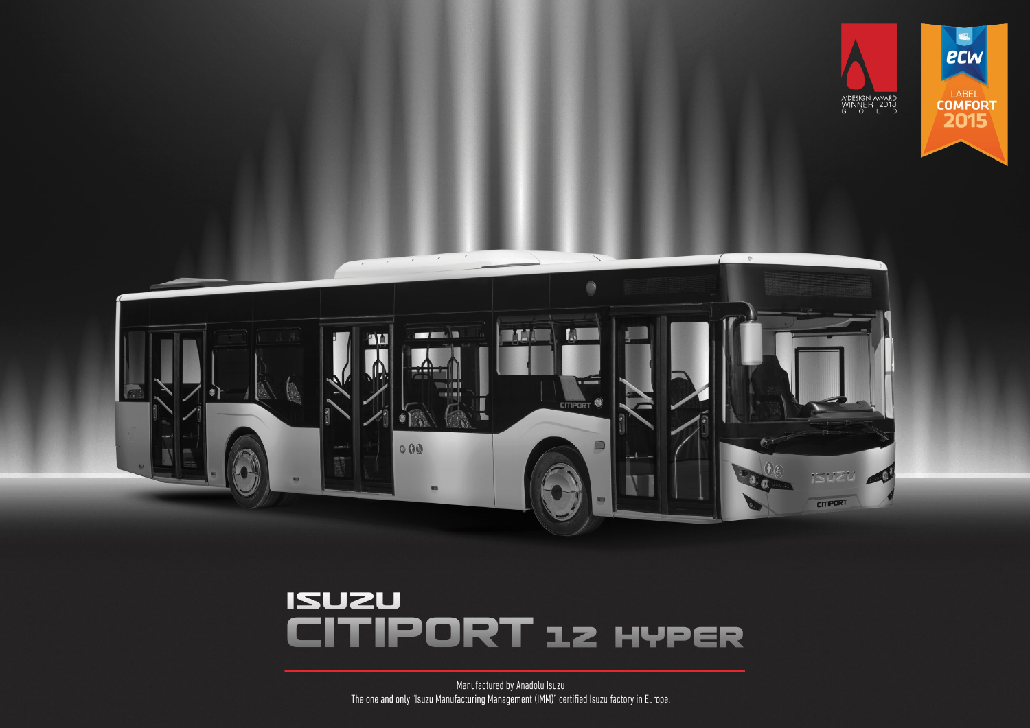# ISUZU CITIPORT 12 HYPER

Manufactured by Anadolu Isuzu

The one and only "Isuzu Manufacturing Management (IMM)" certified Isuzu factory in Europe.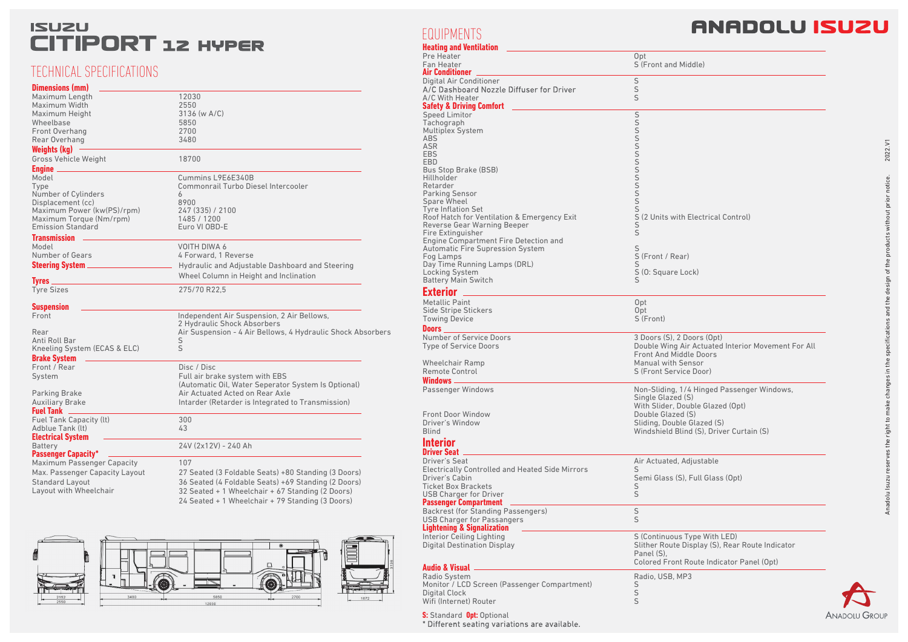# ISUZU CITIPORT 12 HYPER

## TECHNICAL SPECIFICATIONS

### Dimensions (mm)

| | |
|---|---|
| Maximum Length | 12030 |
| Maximum Width | 2550 |
| Maximum Height | 3136 (w A/C) |
| Wheelbase | 5850 |
| Front Overhang | 2700 |
| Rear Overhang | 3480 |

### Weights (kg)

| | |
|---|---|
| Gross Vehicle Weight | 18700 |

### Engine

| | |
|---|---|
| Model | Cummins L9E6E340B |
| Type | Commonrail Turbo Diesel Intercooler |
| Number of Cylinders | 6 |
| Displacement (cc) | 8900 |
| Maximum Power (kw(PS)/rpm) | 247 (335) / 2100 |
| Maximum Torque (Nm/rpm) | 1485 / 1200 |
| Emission Standard | Euro VI OBD-E |

### Transmission

| | |
|---|---|
| Model | VOITH DIWA 6 |
| Number of Gears | 4 Forward, 1 Reverse |

### Steering System

Hydraulic and Adjustable Dashboard and Steering Wheel Column in Height and Inclination

### Tyres

| | |
|---|---|
| Tyre Sizes | 275/70 R22,5 |

### Suspension

| | |
|---|---|
| Front | Independent Air Suspension, 2 Air Bellows, 2 Hydraulic Shock Absorbers |
| Rear | Air Suspension - 4 Air Bellows, 4 Hydraulic Shock Absorbers |
| Anti Roll Bar | S |
| Kneeling System (ECAS & ELC) | S |

### Brake System

| | |
|---|---|
| Front / Rear | Disc / Disc |
| System | Full air brake system with EBS (Automatic Oil, Water Seperator System Is Optional) |
| Parking Brake | Air Actuated Acted on Rear Axle |
| Auxiliary Brake | Interdar (Retarder is Integrated to Transmission) |

### Fuel Tank

| | |
|---|---|
| Fuel Tank Capacity (lt) | 300 |
| Adblue Tank (lt) | 43 |

### Electrical System

| | |
|---|---|
| Battery | 24V (2x12V) - 240 Ah |

### Passenger Capacity*

| | |
|---|---|
| Maximum Passenger Capacity | 107 |
| Max. Passenger Capacity Layout | 27 Seated (3 Foldable Seats) +80 Standing (3 Doors) |
| Standard Layout | 36 Seated (4 Foldable Seats) +69 Standing (2 Doors) |
| Layout with Wheelchair | 32 Seated + 1 Wheelchair + 67 Standing (2 Doors) |
| | 24 Seated + 1 Wheelchair + 79 Standing (3 Doors) |

2152
2550
3480
5850
2700
12030
1672
3136

## EQUIPMENTS

### Heating and Ventilation

| | |
|---|---|
| Pre Heater | Opt |
| Fan Heater | S (Front and Middle) |

### Air Conditioner

| | |
|---|---|
| Digital Air Conditioner | S |
| A/C Dashboard Nozzle Diffuser for Driver | S |
| A/C With Heater | S |

### Safety & Driving Comfort

| | |
|---|---|
| Speed Limiter | S |
| Tachograph | S |
| Multiplex System | S |
| ABS | S |
| ASR | S |
| EBS | S |
| EBD | S |
| Bus Stop Brake (BSB) | S |
| Hillholder | S |
| Retarder | S |
| Parking Sensor | S |
| Spare Wheel | S |
| Tyre Inflation Set | S |
| Roof Hatch for Ventilation & Emergency Exit | S (2 Units with Electrical Control) |
| Reverse Gear Warning Beeper | S |
| Fire Extinguisher | S |
| Engine Compartment Fire Detection and Automatic Fire Supression System | S |
| Fog Lamps | S (Front / Rear) |
| Day Time Running Lamps (DRL) | S |
| Locking System | S (O: Square Lock) |
| Battery Main Switch | S |

## Exterior

| | |
|---|---|
| Metallic Paint | Opt |
| Side Stripe Stickers | Opt |
| Towing Device | S (Front) |

### Doors

| | |
|---|---|
| Number of Service Doors | 3 Doors (S), 2 Doors (Opt) |
| Type of Service Doors | Double Wing Air Actuated Interior Movement For All Front And Middle Doors |
| Wheelchair Ramp | Manual with Sensor |
| Remote Control | S (Front Service Door) |

### Windows

| | |
|---|---|
| Passenger Windows | Non-Sliding, 1/4 Hinged Passenger Windows, Single Glazed (S) With Slider, Double Glazed (Opt) |
| Front Door Window | Double Glazed (S) |
| Driver's Window | Sliding, Double Glazed (S) |
| Blind | Windshield Blind (S), Driver Curtain (S) |

## Interior

### Driver Seat

| | |
|---|---|
| Driver's Seat | Air Actuated, Adjustable |
| Electrically Controlled and Heated Side Mirrors | S |
| Driver's Cabin | Semi Glass (S), Full Glass (Opt) |
| Ticket Box Brackets | S |
| USB Charger for Driver | S |

### Passenger Compartment

| | |
|---|---|
| Backrest (for Standing Passengers) | S |
| USB Charger for Passangers | S |

### Lightening & Signalization

| | |
|---|---|
| Interior Ceiling Lighting | S (Continuous Type With LED) |
| Digital Destination Display | Slither Route Display (S), Rear Route Indicator Panel (S), Colored Front Route Indicator Panel (Opt) |

### Audio & Visual

| | |
|---|---|
| Radio System | Radio, USB, MP3 |
| Monitor / LCD Screen (Passenger Compartment) | S |
| Digital Clock | S |
| Wifi (Internet) Router | S |

**S:** Standard **Opt:** Optional

\* Different seating variations are available.

Anadolu Isuzu reserves the right to make changes in the specifications and the design of the products without prior notice. 2022.V1

ANADOLU ISUZU

Anadolu Group